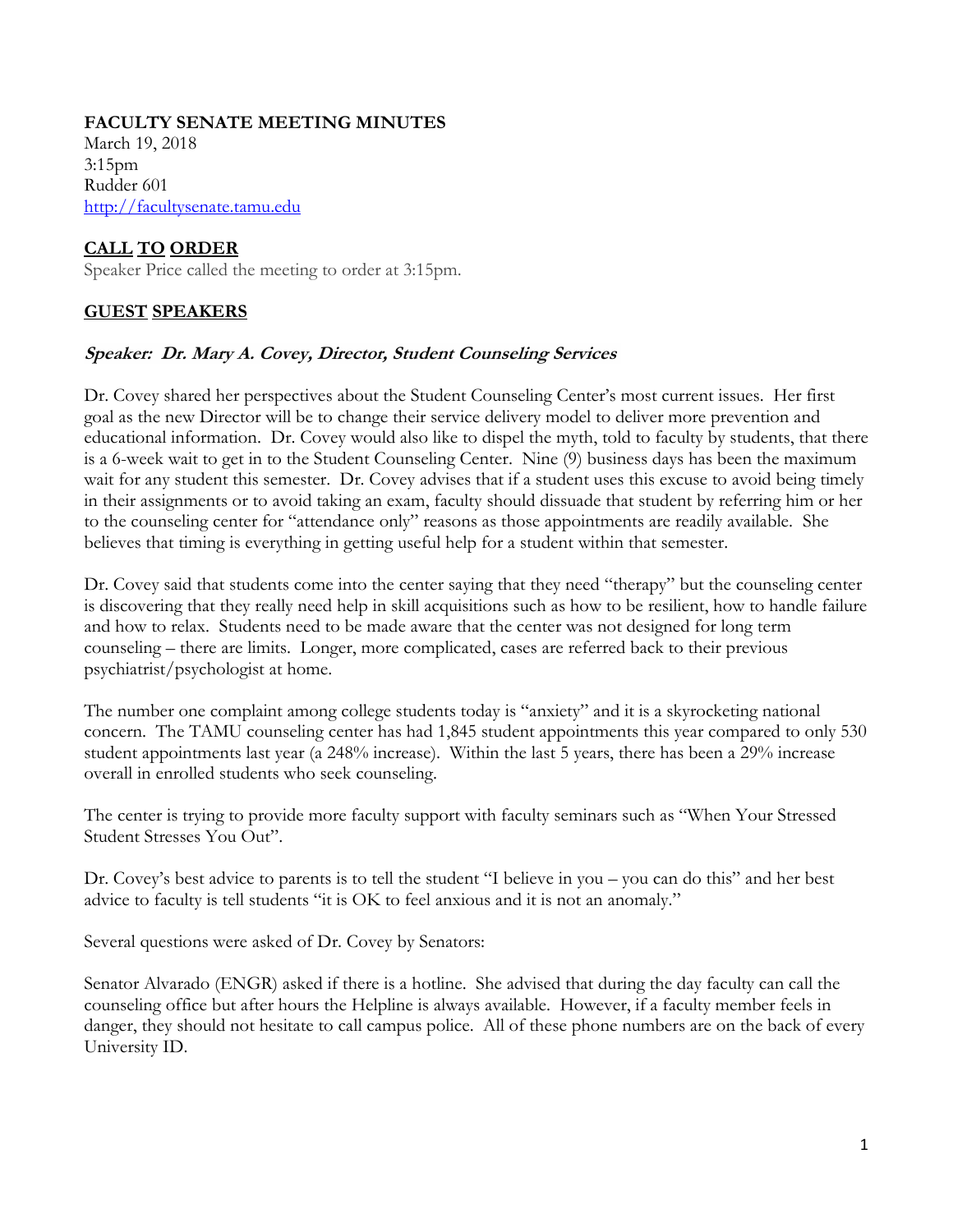# FACULTY SENATE MEETING MINUTES

March 19, 2018
3:15pm
Rudder 601
http://facultysenate.tamu.edu

## CALL TO ORDER

Speaker Price called the meeting to order at 3:15pm.

## GUEST SPEAKERS

### *Speaker: Dr. Mary A. Covey, Director, Student Counseling Services*

Dr. Covey shared her perspectives about the Student Counseling Center's most current issues. Her first goal as the new Director will be to change their service delivery model to deliver more prevention and educational information. Dr. Covey would also like to dispel the myth, told to faculty by students, that there is a 6-week wait to get in to the Student Counseling Center. Nine (9) business days has been the maximum wait for any student this semester. Dr. Covey advises that if a student uses this excuse to avoid being timely in their assignments or to avoid taking an exam, faculty should dissuade that student by referring him or her to the counseling center for "attendance only" reasons as those appointments are readily available. She believes that timing is everything in getting useful help for a student within that semester.

Dr. Covey said that students come into the center saying that they need "therapy" but the counseling center is discovering that they really need help in skill acquisitions such as how to be resilient, how to handle failure and how to relax. Students need to be made aware that the center was not designed for long term counseling – there are limits. Longer, more complicated, cases are referred back to their previous psychiatrist/psychologist at home.

The number one complaint among college students today is "anxiety" and it is a skyrocketing national concern. The TAMU counseling center has had 1,845 student appointments this year compared to only 530 student appointments last year (a 248% increase). Within the last 5 years, there has been a 29% increase overall in enrolled students who seek counseling.

The center is trying to provide more faculty support with faculty seminars such as "When Your Stressed Student Stresses You Out".

Dr. Covey's best advice to parents is to tell the student "I believe in you – you can do this" and her best advice to faculty is tell students "it is OK to feel anxious and it is not an anomaly."

Several questions were asked of Dr. Covey by Senators:

Senator Alvarado (ENGR) asked if there is a hotline. She advised that during the day faculty can call the counseling office but after hours the Helpline is always available. However, if a faculty member feels in danger, they should not hesitate to call campus police. All of these phone numbers are on the back of every University ID.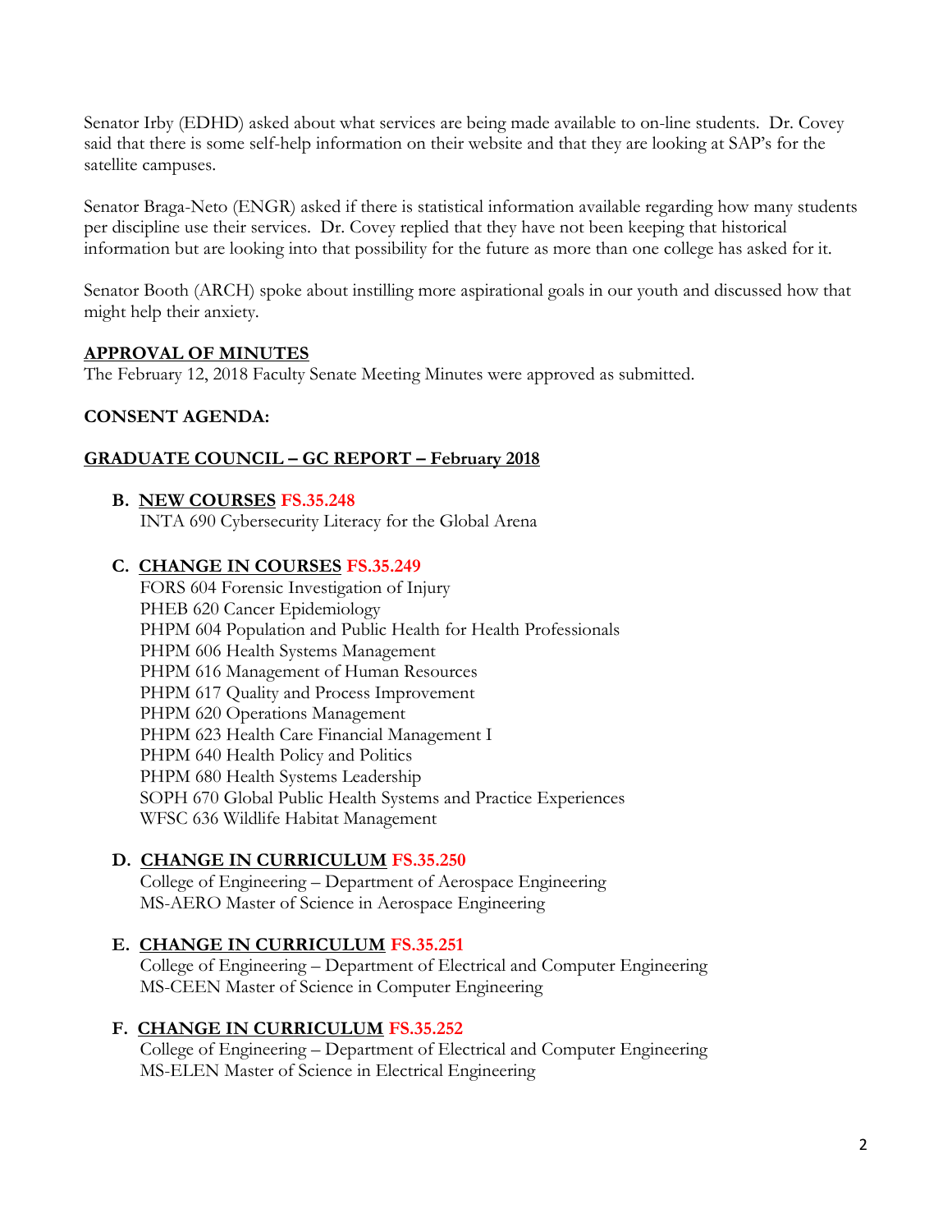Senator Irby (EDHD) asked about what services are being made available to on-line students. Dr. Covey said that there is some self-help information on their website and that they are looking at SAP's for the satellite campuses.

Senator Braga-Neto (ENGR) asked if there is statistical information available regarding how many students per discipline use their services. Dr. Covey replied that they have not been keeping that historical information but are looking into that possibility for the future as more than one college has asked for it.

Senator Booth (ARCH) spoke about instilling more aspirational goals in our youth and discussed how that might help their anxiety.

**APPROVAL OF MINUTES**

The February 12, 2018 Faculty Senate Meeting Minutes were approved as submitted.

**CONSENT AGENDA:**

**GRADUATE COUNCIL – GC REPORT – February 2018**

**B. NEW COURSES FS.35.248**

INTA 690 Cybersecurity Literacy for the Global Arena

**C. CHANGE IN COURSES FS.35.249**

FORS 604 Forensic Investigation of Injury
PHEB 620 Cancer Epidemiology
PHPM 604 Population and Public Health for Health Professionals
PHPM 606 Health Systems Management
PHPM 616 Management of Human Resources
PHPM 617 Quality and Process Improvement
PHPM 620 Operations Management
PHPM 623 Health Care Financial Management I
PHPM 640 Health Policy and Politics
PHPM 680 Health Systems Leadership
SOPH 670 Global Public Health Systems and Practice Experiences
WFSC 636 Wildlife Habitat Management

**D. CHANGE IN CURRICULUM FS.35.250**

College of Engineering – Department of Aerospace Engineering
MS-AERO Master of Science in Aerospace Engineering

**E. CHANGE IN CURRICULUM FS.35.251**

College of Engineering – Department of Electrical and Computer Engineering
MS-CEEN Master of Science in Computer Engineering

**F. CHANGE IN CURRICULUM FS.35.252**

College of Engineering – Department of Electrical and Computer Engineering
MS-ELEN Master of Science in Electrical Engineering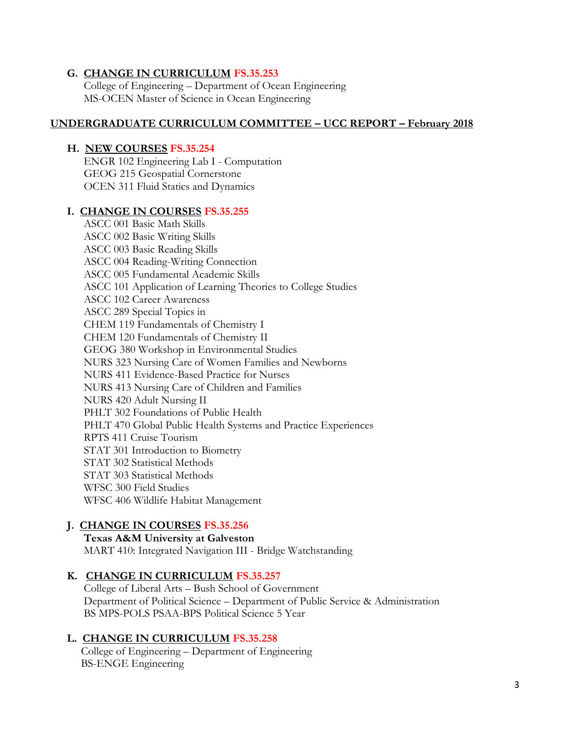**G. <u>CHANGE IN CURRICULUM</u> FS.35.253**

College of Engineering – Department of Ocean Engineering
MS-OCEN Master of Science in Ocean Engineering

## <u>UNDERGRADUATE CURRICULUM COMMITTEE – UCC REPORT – February 2018</u>

**H. <u>NEW COURSES</u> FS.35.254**

ENGR 102 Engineering Lab I - Computation
GEOG 215 Geospatial Cornerstone
OCEN 311 Fluid Statics and Dynamics

**I. <u>CHANGE IN COURSES</u> FS.35.255**

ASCC 001 Basic Math Skills
ASCC 002 Basic Writing Skills
ASCC 003 Basic Reading Skills
ASCC 004 Reading-Writing Connection
ASCC 005 Fundamental Academic Skills
ASCC 101 Application of Learning Theories to College Studies
ASCC 102 Career Awareness
ASCC 289 Special Topics in
CHEM 119 Fundamentals of Chemistry I
CHEM 120 Fundamentals of Chemistry II
GEOG 380 Workshop in Environmental Studies
NURS 323 Nursing Care of Women Families and Newborns
NURS 411 Evidence-Based Practice for Nurses
NURS 413 Nursing Care of Children and Families
NURS 420 Adult Nursing II
PHLT 302 Foundations of Public Health
PHLT 470 Global Public Health Systems and Practice Experiences
RPTS 411 Cruise Tourism
STAT 301 Introduction to Biometry
STAT 302 Statistical Methods
STAT 303 Statistical Methods
WFSC 300 Field Studies
WFSC 406 Wildlife Habitat Management

**J. <u>CHANGE IN COURSES</u> FS.35.256**

**Texas A&M University at Galveston**
MART 410: Integrated Navigation III - Bridge Watchstanding

**K. <u>CHANGE IN CURRICULUM</u> FS.35.257**

College of Liberal Arts – Bush School of Government
Department of Political Science – Department of Public Service & Administration
BS MPS-POLS PSAA-BPS Political Science 5 Year

**L. <u>CHANGE IN CURRICULUM</u> FS.35.258**

College of Engineering – Department of Engineering
BS-ENGE Engineering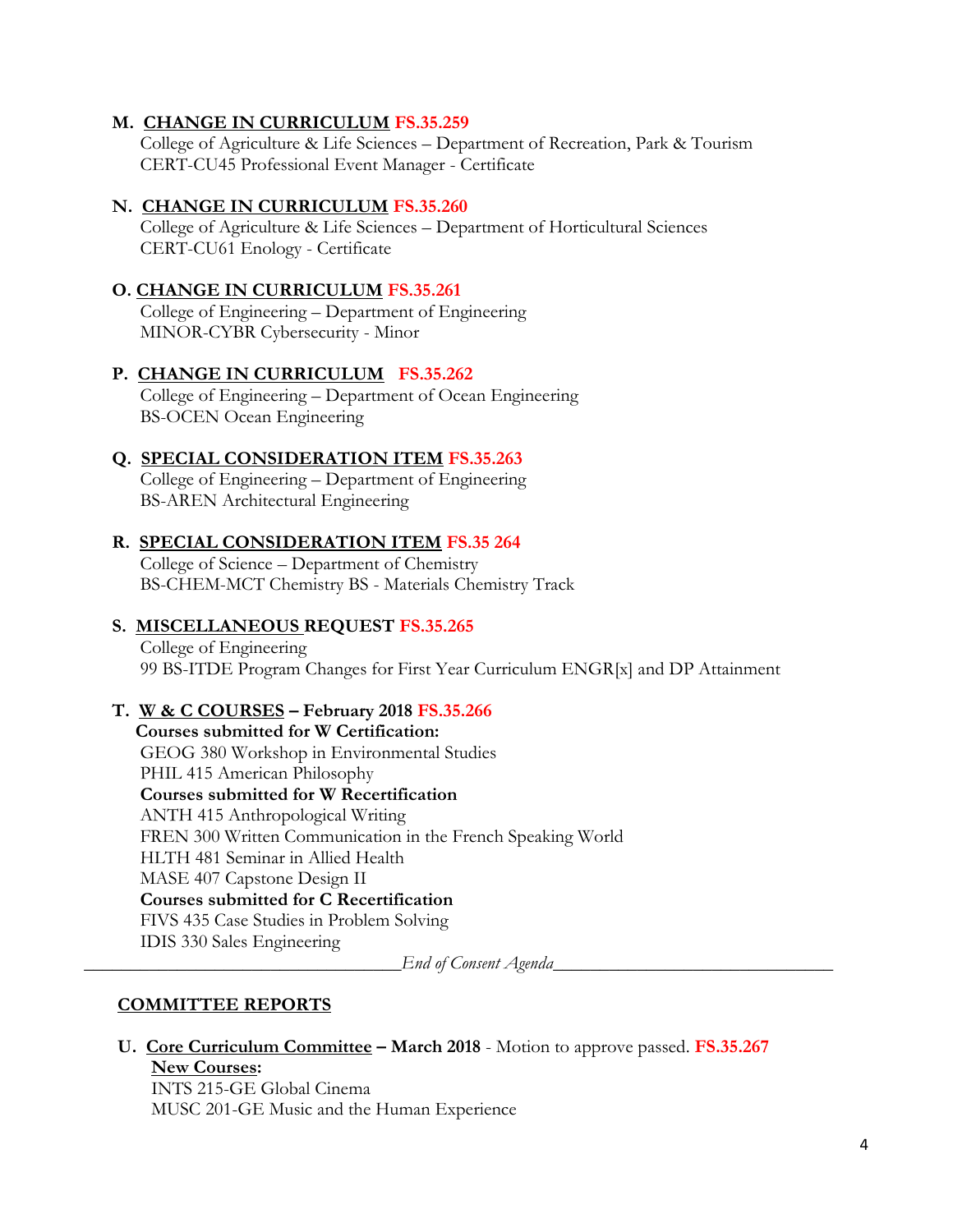**M. CHANGE IN CURRICULUM FS.35.259**
College of Agriculture & Life Sciences – Department of Recreation, Park & Tourism
CERT-CU45 Professional Event Manager - Certificate

**N. CHANGE IN CURRICULUM FS.35.260**
College of Agriculture & Life Sciences – Department of Horticultural Sciences
CERT-CU61 Enology - Certificate

**O. CHANGE IN CURRICULUM FS.35.261**
College of Engineering – Department of Engineering
MINOR-CYBR Cybersecurity - Minor

**P. CHANGE IN CURRICULUM FS.35.262**
College of Engineering – Department of Ocean Engineering
BS-OCEN Ocean Engineering

**Q. SPECIAL CONSIDERATION ITEM FS.35.263**
College of Engineering – Department of Engineering
BS-AREN Architectural Engineering

**R. SPECIAL CONSIDERATION ITEM FS.35 264**
College of Science – Department of Chemistry
BS-CHEM-MCT Chemistry BS - Materials Chemistry Track

**S. MISCELLANEOUS REQUEST FS.35.265**
College of Engineering
99 BS-ITDE Program Changes for First Year Curriculum ENGR[x] and DP Attainment

**T. W & C COURSES – February 2018 FS.35.266**
**Courses submitted for W Certification:**
GEOG 380 Workshop in Environmental Studies
PHIL 415 American Philosophy
**Courses submitted for W Recertification**
ANTH 415 Anthropological Writing
FREN 300 Written Communication in the French Speaking World
HLTH 481 Seminar in Allied Health
MASE 407 Capstone Design II
**Courses submitted for C Recertification**
FIVS 435 Case Studies in Problem Solving
IDIS 330 Sales Engineering

_________________________________*End of Consent Agenda*_________________________________

## COMMITTEE REPORTS

**U. Core Curriculum Committee – March 2018** - Motion to approve passed. **FS.35.267**
**New Courses:**
INTS 215-GE Global Cinema
MUSC 201-GE Music and the Human Experience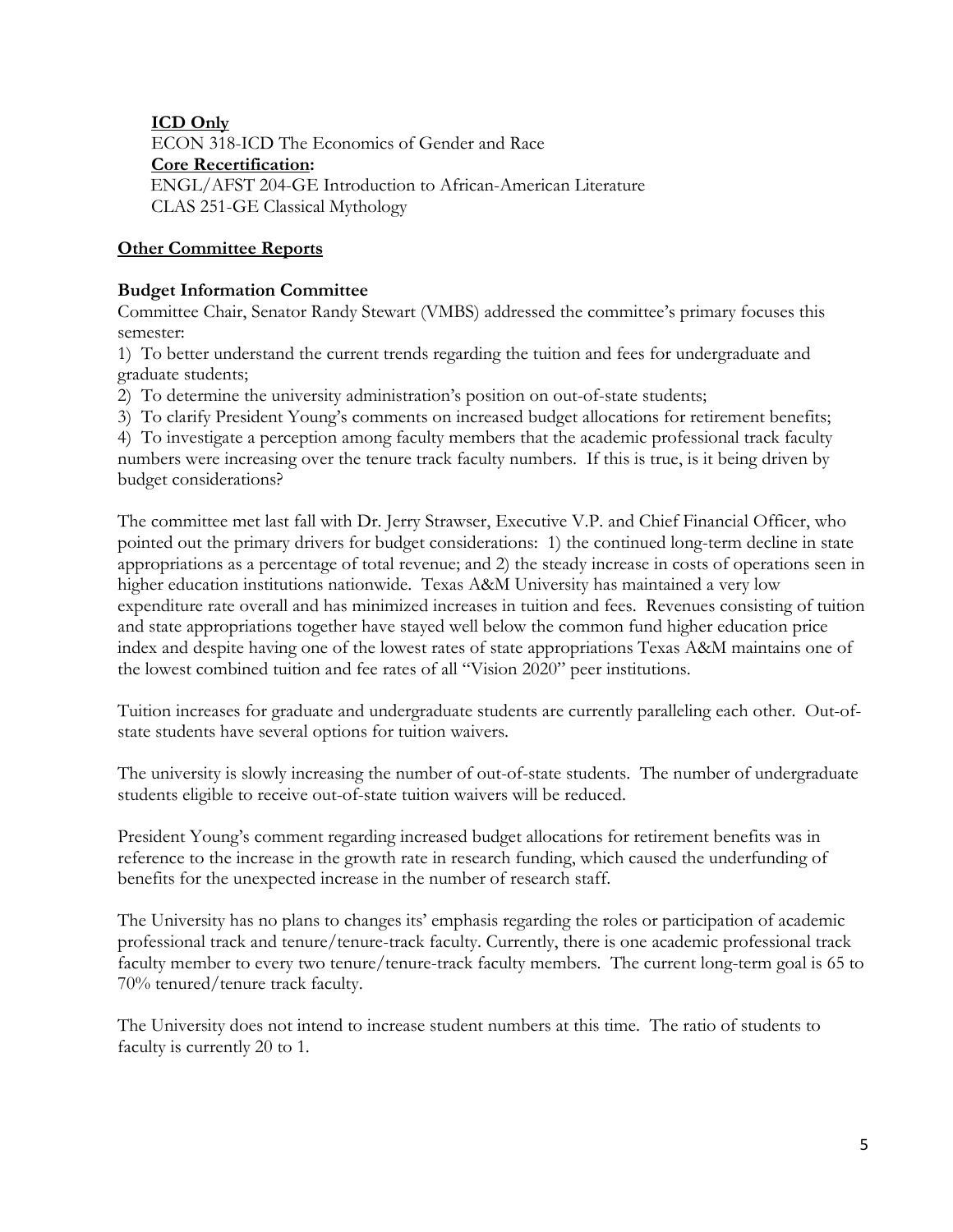**ICD Only**

ECON 318-ICD The Economics of Gender and Race

**Core Recertification:**

ENGL/AFST 204-GE Introduction to African-American Literature

CLAS 251-GE Classical Mythology

## Other Committee Reports

### Budget Information Committee

Committee Chair, Senator Randy Stewart (VMBS) addressed the committee's primary focuses this semester:

1) To better understand the current trends regarding the tuition and fees for undergraduate and graduate students;
2) To determine the university administration's position on out-of-state students;
3) To clarify President Young's comments on increased budget allocations for retirement benefits;
4) To investigate a perception among faculty members that the academic professional track faculty numbers were increasing over the tenure track faculty numbers. If this is true, is it being driven by budget considerations?

The committee met last fall with Dr. Jerry Strawser, Executive V.P. and Chief Financial Officer, who pointed out the primary drivers for budget considerations: 1) the continued long-term decline in state appropriations as a percentage of total revenue; and 2) the steady increase in costs of operations seen in higher education institutions nationwide. Texas A&M University has maintained a very low expenditure rate overall and has minimized increases in tuition and fees. Revenues consisting of tuition and state appropriations together have stayed well below the common fund higher education price index and despite having one of the lowest rates of state appropriations Texas A&M maintains one of the lowest combined tuition and fee rates of all "Vision 2020" peer institutions.

Tuition increases for graduate and undergraduate students are currently paralleling each other. Out-of-state students have several options for tuition waivers.

The university is slowly increasing the number of out-of-state students. The number of undergraduate students eligible to receive out-of-state tuition waivers will be reduced.

President Young's comment regarding increased budget allocations for retirement benefits was in reference to the increase in the growth rate in research funding, which caused the underfunding of benefits for the unexpected increase in the number of research staff.

The University has no plans to changes its' emphasis regarding the roles or participation of academic professional track and tenure/tenure-track faculty. Currently, there is one academic professional track faculty member to every two tenure/tenure-track faculty members. The current long-term goal is 65 to 70% tenured/tenure track faculty.

The University does not intend to increase student numbers at this time. The ratio of students to faculty is currently 20 to 1.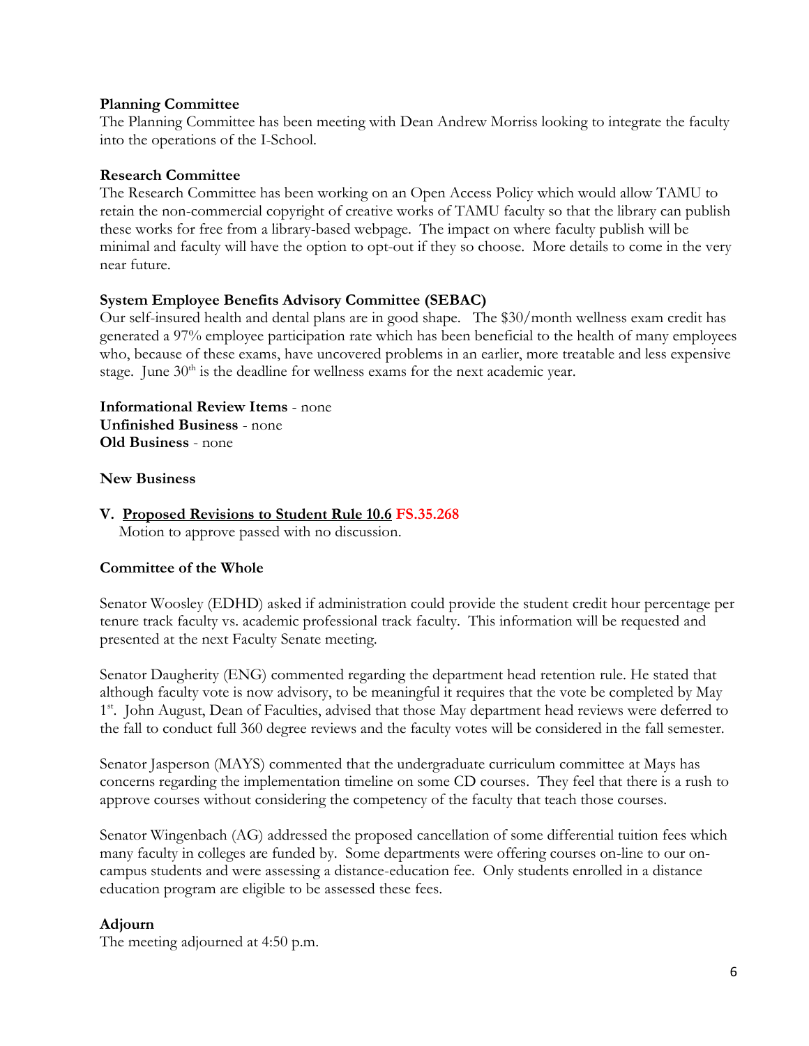**Planning Committee**
The Planning Committee has been meeting with Dean Andrew Morriss looking to integrate the faculty into the operations of the I-School.

**Research Committee**
The Research Committee has been working on an Open Access Policy which would allow TAMU to retain the non-commercial copyright of creative works of TAMU faculty so that the library can publish these works for free from a library-based webpage. The impact on where faculty publish will be minimal and faculty will have the option to opt-out if they so choose. More details to come in the very near future.

**System Employee Benefits Advisory Committee (SEBAC)**
Our self-insured health and dental plans are in good shape. The $30/month wellness exam credit has generated a 97% employee participation rate which has been beneficial to the health of many employees who, because of these exams, have uncovered problems in an earlier, more treatable and less expensive stage. June 30th is the deadline for wellness exams for the next academic year.

**Informational Review Items** - none
**Unfinished Business** - none
**Old Business** - none

**New Business**

**V. Proposed Revisions to Student Rule 10.6 FS.35.268**
Motion to approve passed with no discussion.

**Committee of the Whole**

Senator Woosley (EDHD) asked if administration could provide the student credit hour percentage per tenure track faculty vs. academic professional track faculty. This information will be requested and presented at the next Faculty Senate meeting.

Senator Daugherity (ENG) commented regarding the department head retention rule. He stated that although faculty vote is now advisory, to be meaningful it requires that the vote be completed by May 1st. John August, Dean of Faculties, advised that those May department head reviews were deferred to the fall to conduct full 360 degree reviews and the faculty votes will be considered in the fall semester.

Senator Jasperson (MAYS) commented that the undergraduate curriculum committee at Mays has concerns regarding the implementation timeline on some CD courses. They feel that there is a rush to approve courses without considering the competency of the faculty that teach those courses.

Senator Wingenbach (AG) addressed the proposed cancellation of some differential tuition fees which many faculty in colleges are funded by. Some departments were offering courses on-line to our on-campus students and were assessing a distance-education fee. Only students enrolled in a distance education program are eligible to be assessed these fees.

**Adjourn**
The meeting adjourned at 4:50 p.m.